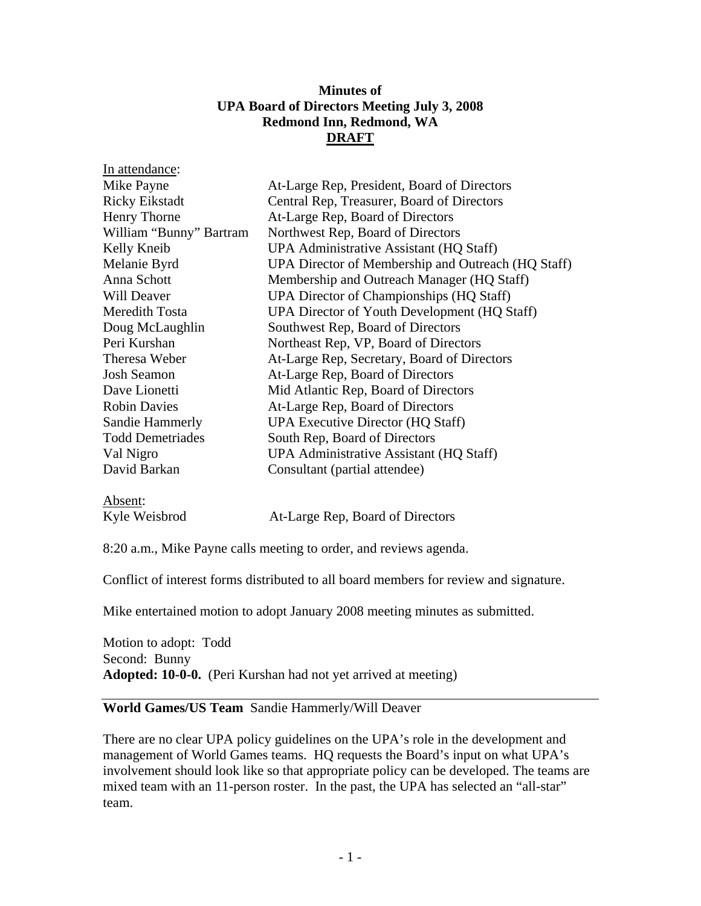**Minutes of**
**UPA Board of Directors Meeting July 3, 2008**
**Redmond Inn, Redmond, WA**
**DRAFT**

In attendance:

| | |
|---|---|
| Mike Payne | At-Large Rep, President, Board of Directors |
| Ricky Eikstadt | Central Rep, Treasurer, Board of Directors |
| Henry Thorne | At-Large Rep, Board of Directors |
| William "Bunny" Bartram | Northwest Rep, Board of Directors |
| Kelly Kneib | UPA Administrative Assistant (HQ Staff) |
| Melanie Byrd | UPA Director of Membership and Outreach (HQ Staff) |
| Anna Schott | Membership and Outreach Manager (HQ Staff) |
| Will Deaver | UPA Director of Championships (HQ Staff) |
| Meredith Tosta | UPA Director of Youth Development (HQ Staff) |
| Doug McLaughlin | Southwest Rep, Board of Directors |
| Peri Kurshan | Northeast Rep, VP, Board of Directors |
| Theresa Weber | At-Large Rep, Secretary, Board of Directors |
| Josh Seamon | At-Large Rep, Board of Directors |
| Dave Lionetti | Mid Atlantic Rep, Board of Directors |
| Robin Davies | At-Large Rep, Board of Directors |
| Sandie Hammerly | UPA Executive Director (HQ Staff) |
| Todd Demetriades | South Rep, Board of Directors |
| Val Nigro | UPA Administrative Assistant (HQ Staff) |
| David Barkan | Consultant (partial attendee) |

Absent:

| | |
|---|---|
| Kyle Weisbrod | At-Large Rep, Board of Directors |

8:20 a.m., Mike Payne calls meeting to order, and reviews agenda.

Conflict of interest forms distributed to all board members for review and signature.

Mike entertained motion to adopt January 2008 meeting minutes as submitted.

Motion to adopt: Todd
Second: Bunny
**Adopted: 10-0-0.** (Peri Kurshan had not yet arrived at meeting)

**World Games/US Team** Sandie Hammerly/Will Deaver

There are no clear UPA policy guidelines on the UPA's role in the development and management of World Games teams. HQ requests the Board's input on what UPA's involvement should look like so that appropriate policy can be developed. The teams are mixed team with an 11-person roster. In the past, the UPA has selected an "all-star" team.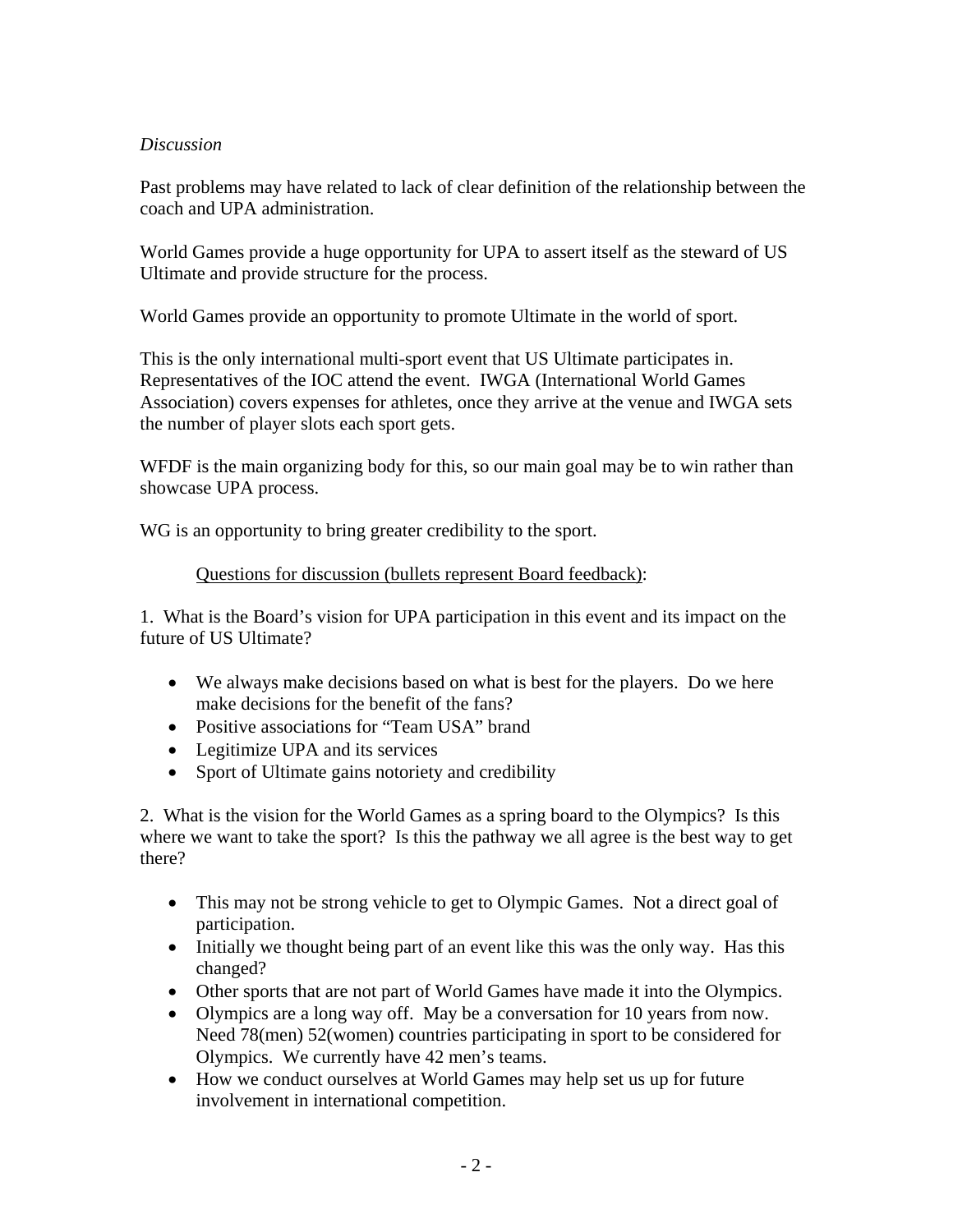*Discussion*

Past problems may have related to lack of clear definition of the relationship between the coach and UPA administration.

World Games provide a huge opportunity for UPA to assert itself as the steward of US Ultimate and provide structure for the process.

World Games provide an opportunity to promote Ultimate in the world of sport.

This is the only international multi-sport event that US Ultimate participates in. Representatives of the IOC attend the event. IWGA (International World Games Association) covers expenses for athletes, once they arrive at the venue and IWGA sets the number of player slots each sport gets.

WFDF is the main organizing body for this, so our main goal may be to win rather than showcase UPA process.

WG is an opportunity to bring greater credibility to the sport.

<u>Questions for discussion (bullets represent Board feedback)</u>:

1. What is the Board's vision for UPA participation in this event and its impact on the future of US Ultimate?

- We always make decisions based on what is best for the players. Do we here make decisions for the benefit of the fans?
- Positive associations for "Team USA" brand
- Legitimize UPA and its services
- Sport of Ultimate gains notoriety and credibility

2. What is the vision for the World Games as a spring board to the Olympics? Is this where we want to take the sport? Is this the pathway we all agree is the best way to get there?

- This may not be strong vehicle to get to Olympic Games. Not a direct goal of participation.
- Initially we thought being part of an event like this was the only way. Has this changed?
- Other sports that are not part of World Games have made it into the Olympics.
- Olympics are a long way off. May be a conversation for 10 years from now. Need 78(men) 52(women) countries participating in sport to be considered for Olympics. We currently have 42 men's teams.
- How we conduct ourselves at World Games may help set us up for future involvement in international competition.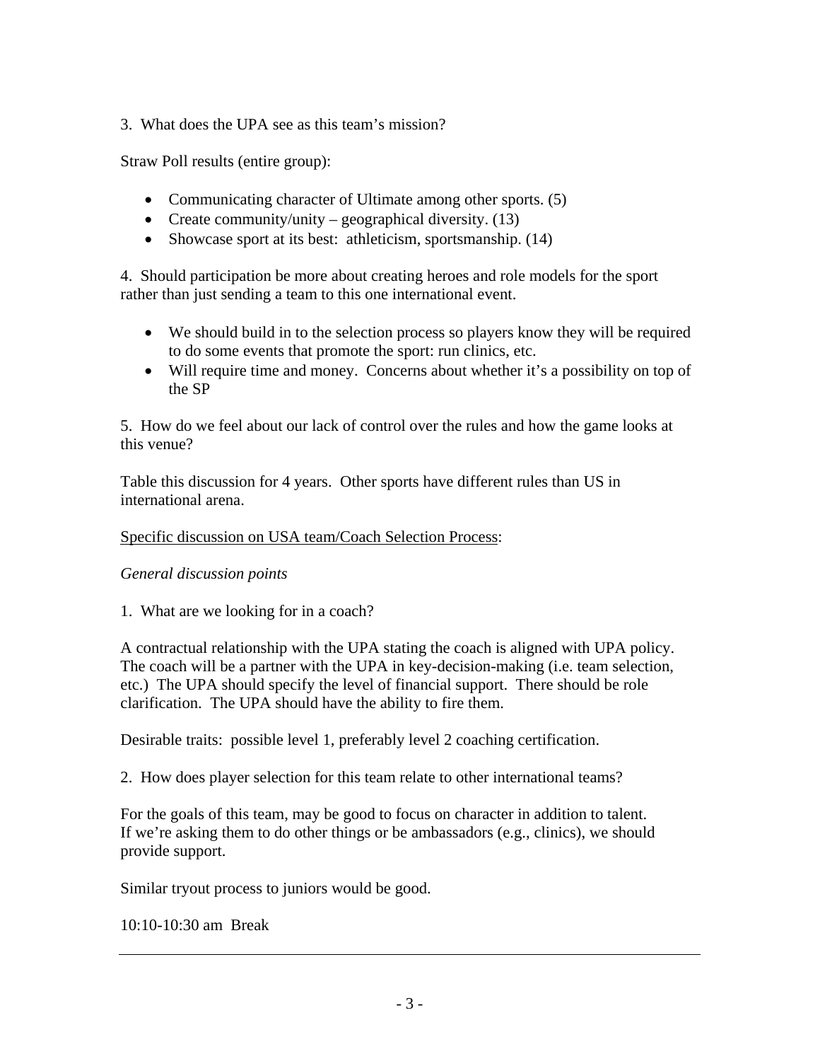3. What does the UPA see as this team's mission?

Straw Poll results (entire group):

- Communicating character of Ultimate among other sports. (5)
- Create community/unity – geographical diversity. (13)
- Showcase sport at its best: athleticism, sportsmanship. (14)

4. Should participation be more about creating heroes and role models for the sport rather than just sending a team to this one international event.

- We should build in to the selection process so players know they will be required to do some events that promote the sport: run clinics, etc.
- Will require time and money. Concerns about whether it's a possibility on top of the SP

5. How do we feel about our lack of control over the rules and how the game looks at this venue?

Table this discussion for 4 years. Other sports have different rules than US in international arena.

<u>Specific discussion on USA team/Coach Selection Process</u>:

*General discussion points*

1. What are we looking for in a coach?

A contractual relationship with the UPA stating the coach is aligned with UPA policy. The coach will be a partner with the UPA in key-decision-making (i.e. team selection, etc.) The UPA should specify the level of financial support. There should be role clarification. The UPA should have the ability to fire them.

Desirable traits: possible level 1, preferably level 2 coaching certification.

2. How does player selection for this team relate to other international teams?

For the goals of this team, may be good to focus on character in addition to talent. If we're asking them to do other things or be ambassadors (e.g., clinics), we should provide support.

Similar tryout process to juniors would be good.

10:10-10:30 am Break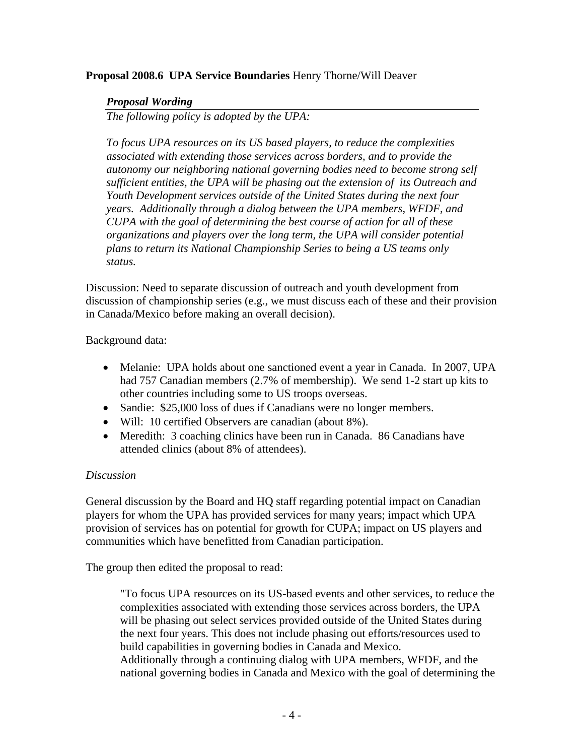**Proposal 2008.6 UPA Service Boundaries** Henry Thorne/Will Deaver

> ***Proposal Wording***
>
> *The following policy is adopted by the UPA:*
>
> *To focus UPA resources on its US based players, to reduce the complexities associated with extending those services across borders, and to provide the autonomy our neighboring national governing bodies need to become strong self sufficient entities, the UPA will be phasing out the extension of its Outreach and Youth Development services outside of the United States during the next four years. Additionally through a dialog between the UPA members, WFDF, and CUPA with the goal of determining the best course of action for all of these organizations and players over the long term, the UPA will consider potential plans to return its National Championship Series to being a US teams only status.*

Discussion: Need to separate discussion of outreach and youth development from discussion of championship series (e.g., we must discuss each of these and their provision in Canada/Mexico before making an overall decision).

Background data:

- Melanie: UPA holds about one sanctioned event a year in Canada. In 2007, UPA had 757 Canadian members (2.7% of membership). We send 1-2 start up kits to other countries including some to US troops overseas.
- Sandie: $25,000 loss of dues if Canadians were no longer members.
- Will: 10 certified Observers are canadian (about 8%).
- Meredith: 3 coaching clinics have been run in Canada. 86 Canadians have attended clinics (about 8% of attendees).

*Discussion*

General discussion by the Board and HQ staff regarding potential impact on Canadian players for whom the UPA has provided services for many years; impact which UPA provision of services has on potential for growth for CUPA; impact on US players and communities which have benefitted from Canadian participation.

The group then edited the proposal to read:

> "To focus UPA resources on its US-based events and other services, to reduce the complexities associated with extending those services across borders, the UPA will be phasing out select services provided outside of the United States during the next four years. This does not include phasing out efforts/resources used to build capabilities in governing bodies in Canada and Mexico.
> Additionally through a continuing dialog with UPA members, WFDF, and the national governing bodies in Canada and Mexico with the goal of determining the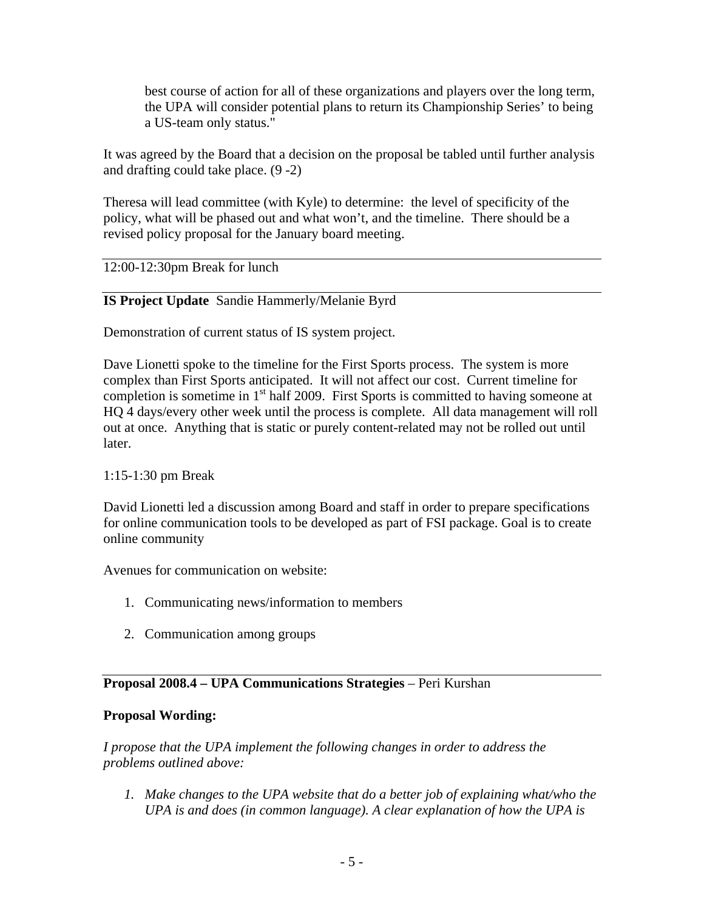> best course of action for all of these organizations and players over the long term, the UPA will consider potential plans to return its Championship Series' to being a US-team only status."

It was agreed by the Board that a decision on the proposal be tabled until further analysis and drafting could take place. (9 -2)

Theresa will lead committee (with Kyle) to determine: the level of specificity of the policy, what will be phased out and what won't, and the timeline. There should be a revised policy proposal for the January board meeting.

---

12:00-12:30pm Break for lunch

---

**IS Project Update** Sandie Hammerly/Melanie Byrd

Demonstration of current status of IS system project.

Dave Lionetti spoke to the timeline for the First Sports process. The system is more complex than First Sports anticipated. It will not affect our cost. Current timeline for completion is sometime in 1st half 2009. First Sports is committed to having someone at HQ 4 days/every other week until the process is complete. All data management will roll out at once. Anything that is static or purely content-related may not be rolled out until later.

1:15-1:30 pm Break

David Lionetti led a discussion among Board and staff in order to prepare specifications for online communication tools to be developed as part of FSI package. Goal is to create online community

Avenues for communication on website:

1. Communicating news/information to members
2. Communication among groups

---

**Proposal 2008.4 – UPA Communications Strategies** – Peri Kurshan

**Proposal Wording:**

*I propose that the UPA implement the following changes in order to address the problems outlined above:*

1. *Make changes to the UPA website that do a better job of explaining what/who the UPA is and does (in common language). A clear explanation of how the UPA is*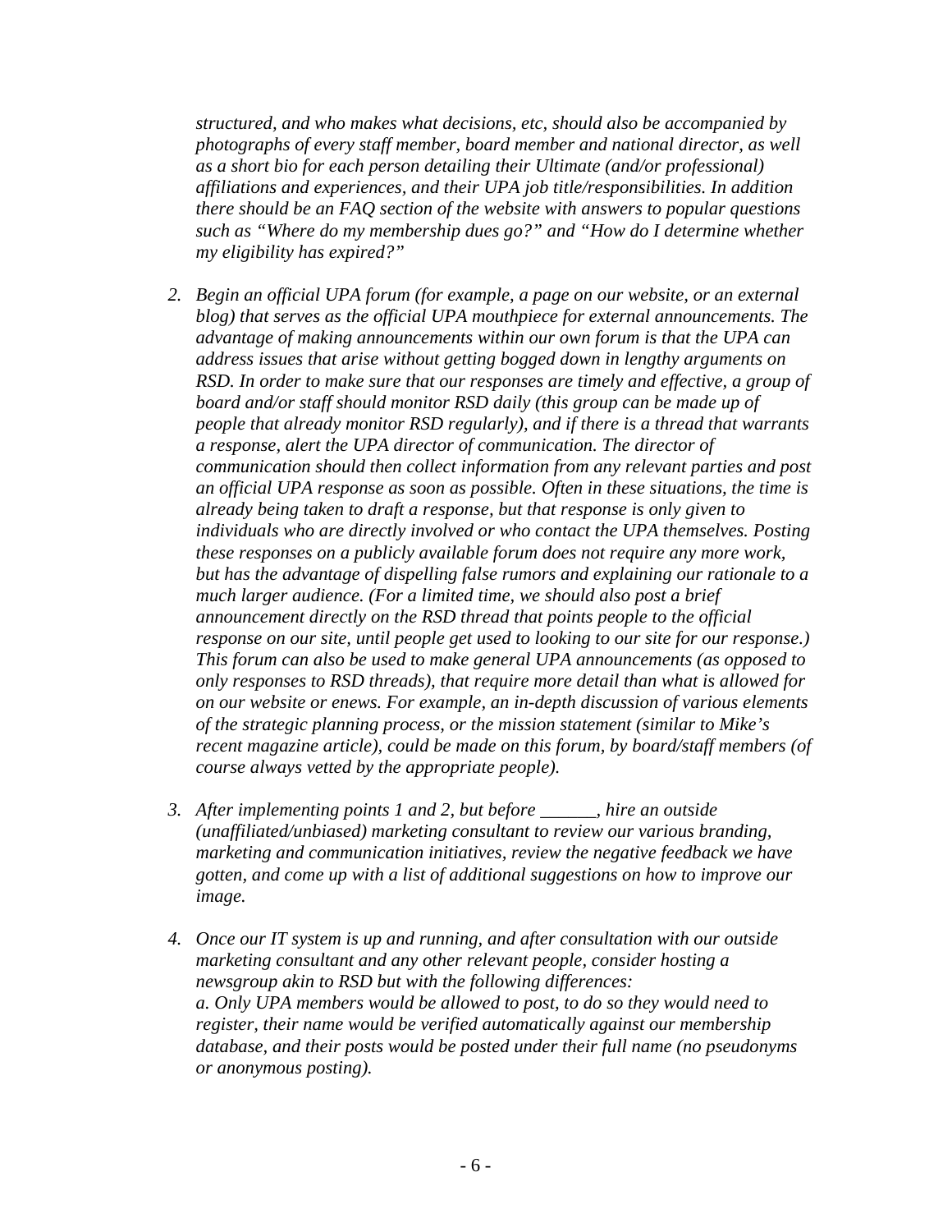*structured, and who makes what decisions, etc, should also be accompanied by photographs of every staff member, board member and national director, as well as a short bio for each person detailing their Ultimate (and/or professional) affiliations and experiences, and their UPA job title/responsibilities. In addition there should be an FAQ section of the website with answers to popular questions such as "Where do my membership dues go?" and "How do I determine whether my eligibility has expired?"*

2. *Begin an official UPA forum (for example, a page on our website, or an external blog) that serves as the official UPA mouthpiece for external announcements. The advantage of making announcements within our own forum is that the UPA can address issues that arise without getting bogged down in lengthy arguments on RSD. In order to make sure that our responses are timely and effective, a group of board and/or staff should monitor RSD daily (this group can be made up of people that already monitor RSD regularly), and if there is a thread that warrants a response, alert the UPA director of communication. The director of communication should then collect information from any relevant parties and post an official UPA response as soon as possible. Often in these situations, the time is already being taken to draft a response, but that response is only given to individuals who are directly involved or who contact the UPA themselves. Posting these responses on a publicly available forum does not require any more work, but has the advantage of dispelling false rumors and explaining our rationale to a much larger audience. (For a limited time, we should also post a brief announcement directly on the RSD thread that points people to the official response on our site, until people get used to looking to our site for our response.) This forum can also be used to make general UPA announcements (as opposed to only responses to RSD threads), that require more detail than what is allowed for on our website or enews. For example, an in-depth discussion of various elements of the strategic planning process, or the mission statement (similar to Mike's recent magazine article), could be made on this forum, by board/staff members (of course always vetted by the appropriate people).*

3. *After implementing points 1 and 2, but before ______, hire an outside (unaffiliated/unbiased) marketing consultant to review our various branding, marketing and communication initiatives, review the negative feedback we have gotten, and come up with a list of additional suggestions on how to improve our image.*

4. *Once our IT system is up and running, and after consultation with our outside marketing consultant and any other relevant people, consider hosting a newsgroup akin to RSD but with the following differences:*
   *a. Only UPA members would be allowed to post, to do so they would need to register, their name would be verified automatically against our membership database, and their posts would be posted under their full name (no pseudonyms or anonymous posting).*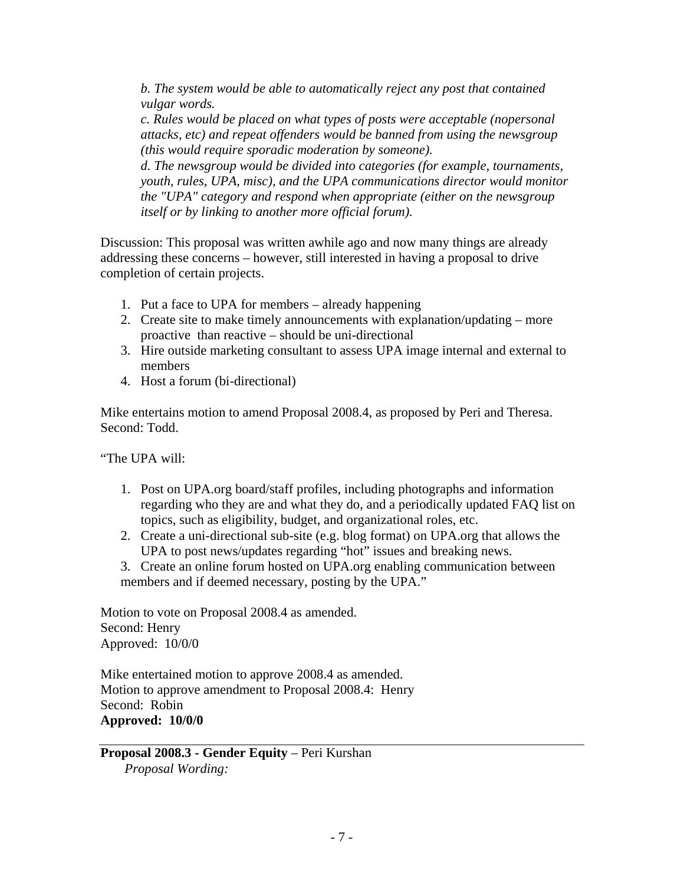*b. The system would be able to automatically reject any post that contained vulgar words.*
*c. Rules would be placed on what types of posts were acceptable (nopersonal attacks, etc) and repeat offenders would be banned from using the newsgroup (this would require sporadic moderation by someone).*
*d. The newsgroup would be divided into categories (for example, tournaments, youth, rules, UPA, misc), and the UPA communications director would monitor the "UPA" category and respond when appropriate (either on the newsgroup itself or by linking to another more official forum).*

Discussion: This proposal was written awhile ago and now many things are already addressing these concerns – however, still interested in having a proposal to drive completion of certain projects.

1. Put a face to UPA for members – already happening
2. Create site to make timely announcements with explanation/updating – more proactive than reactive – should be uni-directional
3. Hire outside marketing consultant to assess UPA image internal and external to members
4. Host a forum (bi-directional)

Mike entertains motion to amend Proposal 2008.4, as proposed by Peri and Theresa.
Second: Todd.

"The UPA will:

1. Post on UPA.org board/staff profiles, including photographs and information regarding who they are and what they do, and a periodically updated FAQ list on topics, such as eligibility, budget, and organizational roles, etc.
2. Create a uni-directional sub-site (e.g. blog format) on UPA.org that allows the UPA to post news/updates regarding "hot" issues and breaking news.
3. Create an online forum hosted on UPA.org enabling communication between members and if deemed necessary, posting by the UPA."

Motion to vote on Proposal 2008.4 as amended.
Second: Henry
Approved: 10/0/0

Mike entertained motion to approve 2008.4 as amended.
Motion to approve amendment to Proposal 2008.4: Henry
Second: Robin
**Approved: 10/0/0**

---

**Proposal 2008.3 - Gender Equity** – Peri Kurshan
*Proposal Wording:*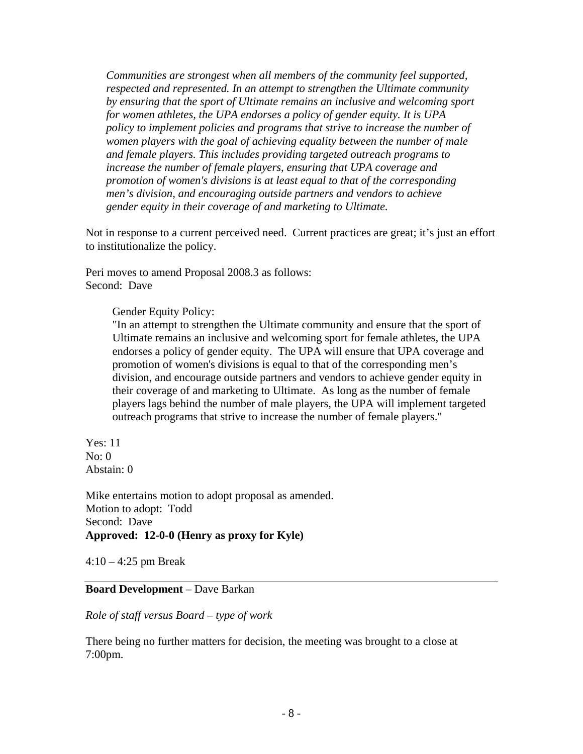> *Communities are strongest when all members of the community feel supported, respected and represented. In an attempt to strengthen the Ultimate community by ensuring that the sport of Ultimate remains an inclusive and welcoming sport for women athletes, the UPA endorses a policy of gender equity. It is UPA policy to implement policies and programs that strive to increase the number of women players with the goal of achieving equality between the number of male and female players. This includes providing targeted outreach programs to increase the number of female players, ensuring that UPA coverage and promotion of women's divisions is at least equal to that of the corresponding men's division, and encouraging outside partners and vendors to achieve gender equity in their coverage of and marketing to Ultimate.*

Not in response to a current perceived need. Current practices are great; it's just an effort to institutionalize the policy.

Peri moves to amend Proposal 2008.3 as follows:
Second: Dave

> Gender Equity Policy:
> "In an attempt to strengthen the Ultimate community and ensure that the sport of Ultimate remains an inclusive and welcoming sport for female athletes, the UPA endorses a policy of gender equity. The UPA will ensure that UPA coverage and promotion of women's divisions is equal to that of the corresponding men's division, and encourage outside partners and vendors to achieve gender equity in their coverage of and marketing to Ultimate. As long as the number of female players lags behind the number of male players, the UPA will implement targeted outreach programs that strive to increase the number of female players."

Yes: 11
No: 0
Abstain: 0

Mike entertains motion to adopt proposal as amended.
Motion to adopt: Todd
Second: Dave
**Approved: 12-0-0 (Henry as proxy for Kyle)**

4:10 – 4:25 pm Break

---

**Board Development** – Dave Barkan

*Role of staff versus Board – type of work*

There being no further matters for decision, the meeting was brought to a close at 7:00pm.